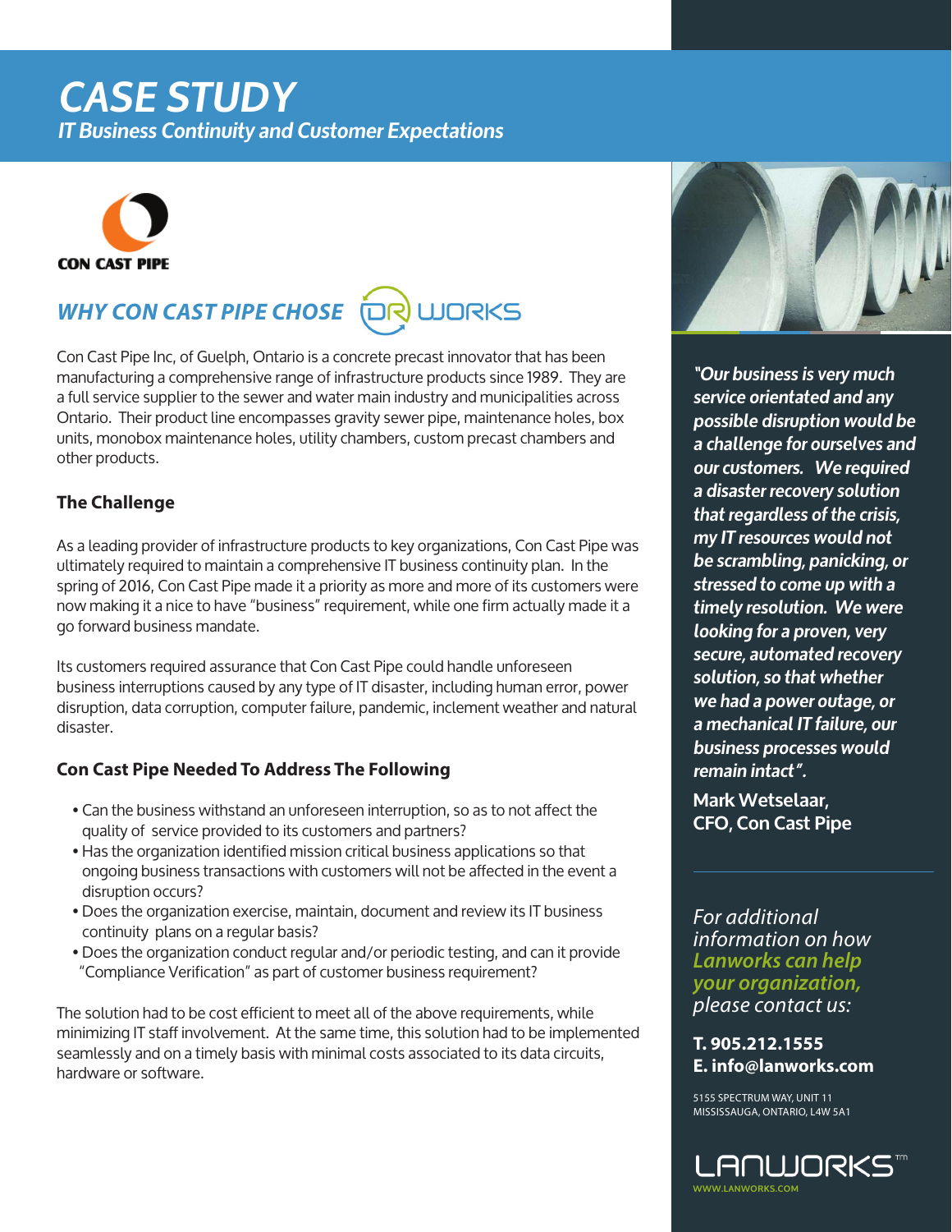# CASE STUDY

*IT Business Continuity and Customer Expectations*

CON CAST PIPE

## *WHY CON CAST PIPE CHOSE DR WORKS*

Con Cast Pipe Inc, of Guelph, Ontario is a concrete precast innovator that has been manufacturing a comprehensive range of infrastructure products since 1989. They are a full service supplier to the sewer and water main industry and municipalities across Ontario. Their product line encompasses gravity sewer pipe, maintenance holes, box units, monobox maintenance holes, utility chambers, custom precast chambers and other products.

### The Challenge

As a leading provider of infrastructure products to key organizations, Con Cast Pipe was ultimately required to maintain a comprehensive IT business continuity plan. In the spring of 2016, Con Cast Pipe made it a priority as more and more of its customers were now making it a nice to have "business" requirement, while one firm actually made it a go forward business mandate.

Its customers required assurance that Con Cast Pipe could handle unforeseen business interruptions caused by any type of IT disaster, including human error, power disruption, data corruption, computer failure, pandemic, inclement weather and natural disaster.

### Con Cast Pipe Needed To Address The Following

- Can the business withstand an unforeseen interruption, so as to not affect the quality of service provided to its customers and partners?
- Has the organization identified mission critical business applications so that ongoing business transactions with customers will not be affected in the event a disruption occurs?
- Does the organization exercise, maintain, document and review its IT business continuity plans on a regular basis?
- Does the organization conduct regular and/or periodic testing, and can it provide "Compliance Verification" as part of customer business requirement?

The solution had to be cost efficient to meet all of the above requirements, while minimizing IT staff involvement. At the same time, this solution had to be implemented seamlessly and on a timely basis with minimal costs associated to its data circuits, hardware or software.

***"Our business is very much service oriented and any possible disruption would be a challenge for ourselves and our customers. We required a disaster recovery solution that regardless of the crisis, my IT resources would not be scrambling, panicking, or stressed to come up with a timely resolution. We were looking for a proven, very secure, automated recovery solution, so that whether we had a power outage, or a mechanical IT failure, our business processes would remain intact".***

**Mark Wetselaar, CFO, Con Cast Pipe**

*For additional information on how* ***Lanworks can help your organization,*** *please contact us:*

**T. 905.212.1555**
**E. info@lanworks.com**

5155 SPECTRUM WAY, UNIT 11
MISSISSAUGA, ONTARIO, L4W 5A1

LANWORKS™
WWW.LANWORKS.COM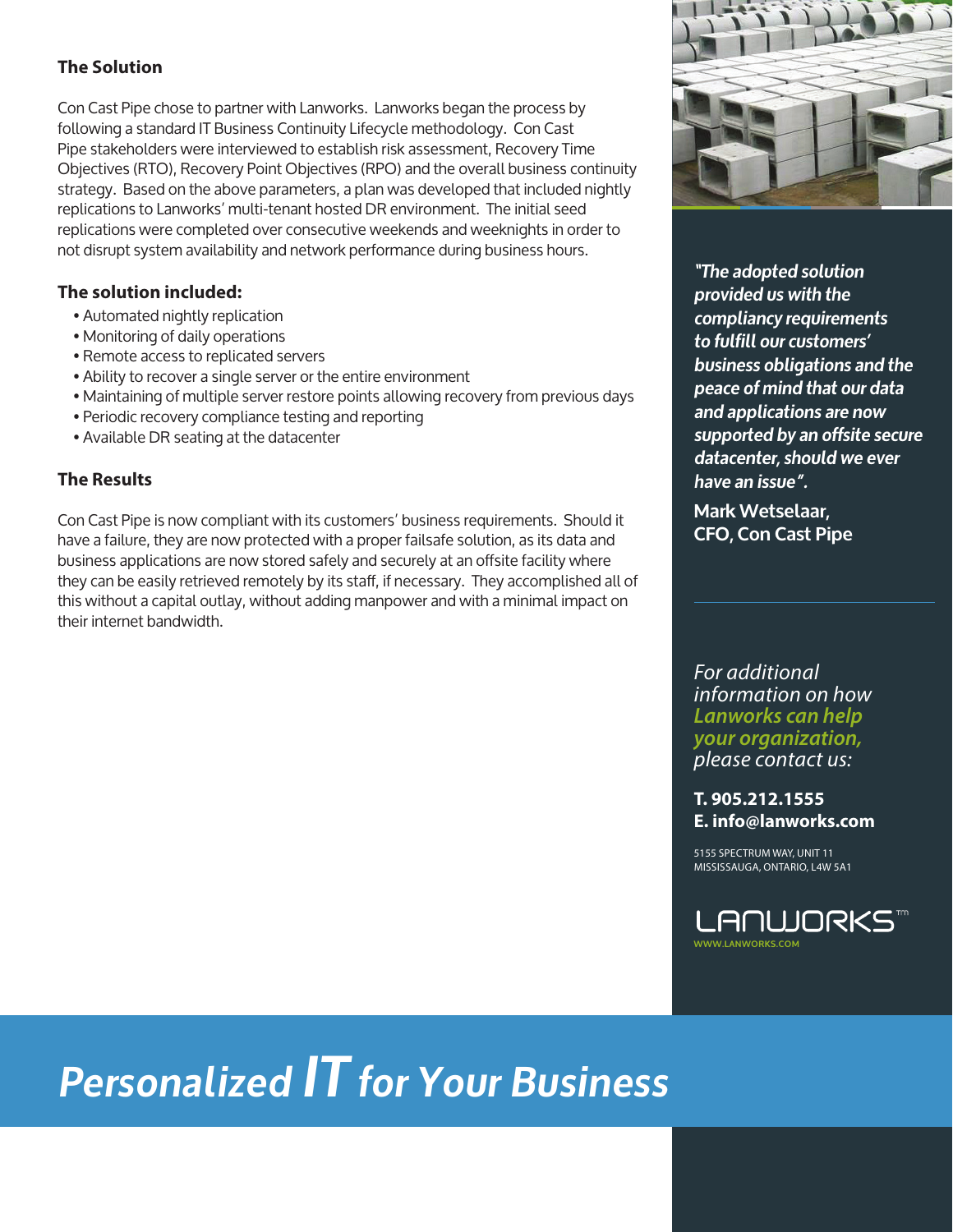## The Solution

Con Cast Pipe chose to partner with Lanworks. Lanworks began the process by following a standard IT Business Continuity Lifecycle methodology. Con Cast Pipe stakeholders were interviewed to establish risk assessment, Recovery Time Objectives (RTO), Recovery Point Objectives (RPO) and the overall business continuity strategy. Based on the above parameters, a plan was developed that included nightly replications to Lanworks' multi-tenant hosted DR environment. The initial seed replications were completed over consecutive weekends and weeknights in order to not disrupt system availability and network performance during business hours.

### The solution included:

- Automated nightly replication
- Monitoring of daily operations
- Remote access to replicated servers
- Ability to recover a single server or the entire environment
- Maintaining of multiple server restore points allowing recovery from previous days
- Periodic recovery compliance testing and reporting
- Available DR seating at the datacenter

## The Results

Con Cast Pipe is now compliant with its customers' business requirements. Should it have a failure, they are now protected with a proper failsafe solution, as its data and business applications are now stored safely and securely at an offsite facility where they can be easily retrieved remotely by its staff, if necessary. They accomplished all of this without a capital outlay, without adding manpower and with a minimal impact on their internet bandwidth.

***"The adopted solution provided us with the compliancy requirements to fulfill our customers' business obligations and the peace of mind that our data and applications are now supported by an offsite secure datacenter, should we ever have an issue".***

**Mark Wetselaar,**
**CFO, Con Cast Pipe**

*For additional information on how* ***Lanworks can help your organization,*** *please contact us:*

**T. 905.212.1555**
**E. info@lanworks.com**

5155 SPECTRUM WAY, UNIT 11
MISSISSAUGA, ONTARIO, L4W 5A1

LANWORKS™
WWW.LANWORKS.COM

# *Personalized IT for Your Business*